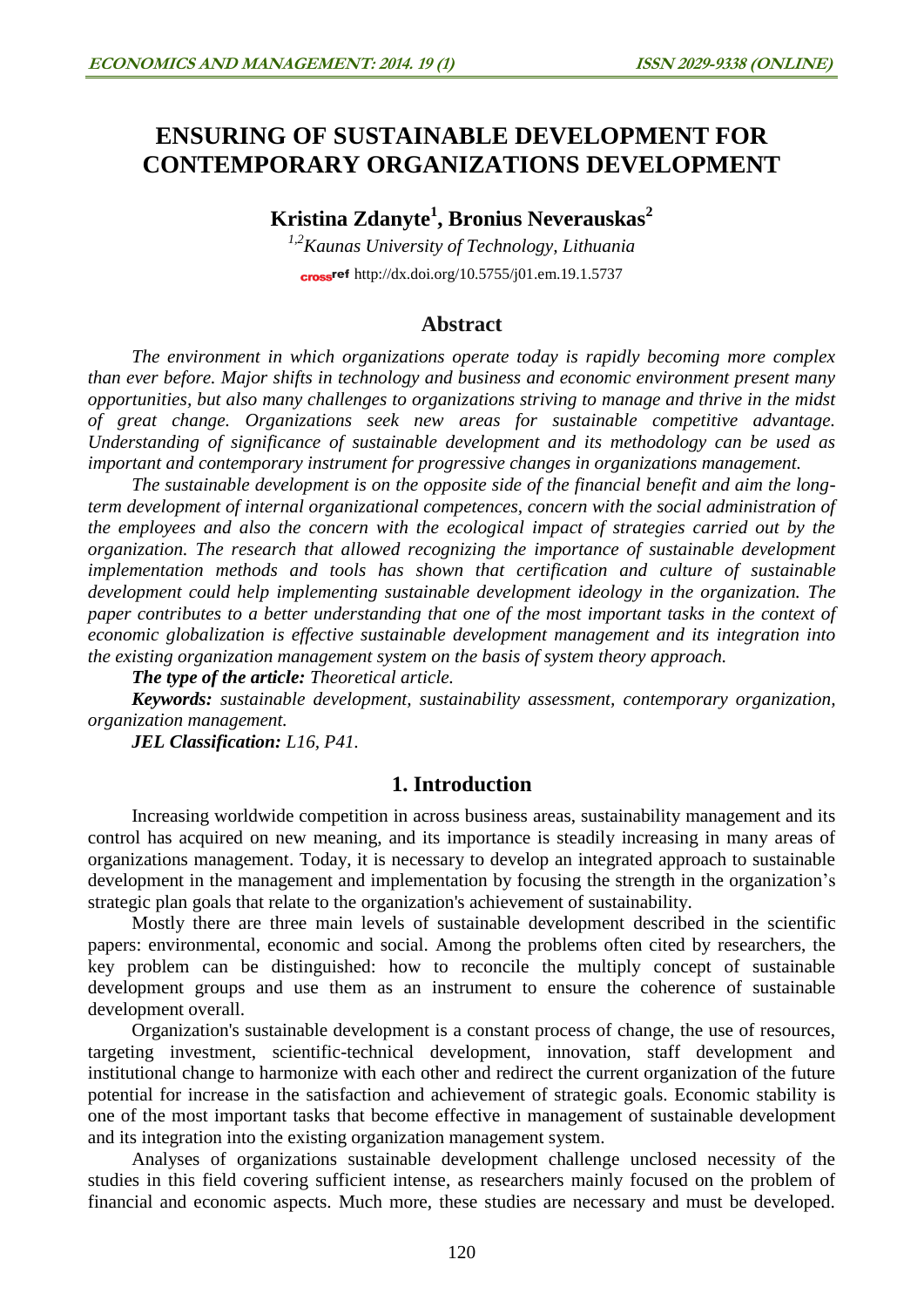# ENSURING OF SUSTAINABLE DEVELOPMENT FOR CONTEMPORARY ORGANIZATIONS DEVELOPMENT

**Kristina Zdanyte[1], Bronius Neverauskas[2]**

*[1,2]Kaunas University of Technology, Lithuania*

http://dx.doi.org/10.5755/j01.em.19.1.5737

## Abstract

*The environment in which organizations operate today is rapidly becoming more complex than ever before. Major shifts in technology and business and economic environment present many opportunities, but also many challenges to organizations striving to manage and thrive in the midst of great change. Organizations seek new areas for sustainable competitive advantage. Understanding of significance of sustainable development and its methodology can be used as important and contemporary instrument for progressive changes in organizations management.*

*The sustainable development is on the opposite side of the financial benefit and aim the long-term development of internal organizational competences, concern with the social administration of the employees and also the concern with the ecological impact of strategies carried out by the organization. The research that allowed recognizing the importance of sustainable development implementation methods and tools has shown that certification and culture of sustainable development could help implementing sustainable development ideology in the organization. The paper contributes to a better understanding that one of the most important tasks in the context of economic globalization is effective sustainable development management and its integration into the existing organization management system on the basis of system theory approach.*

***The type of the article:*** *Theoretical article.*

***Keywords:*** *sustainable development, sustainability assessment, contemporary organization, organization management.*

***JEL Classification:*** *L16, P41.*

## 1. Introduction

Increasing worldwide competition in across business areas, sustainability management and its control has acquired on new meaning, and its importance is steadily increasing in many areas of organizations management. Today, it is necessary to develop an integrated approach to sustainable development in the management and implementation by focusing the strength in the organization's strategic plan goals that relate to the organization's achievement of sustainability.

Mostly there are three main levels of sustainable development described in the scientific papers: environmental, economic and social. Among the problems often cited by researchers, the key problem can be distinguished: how to reconcile the multiply concept of sustainable development groups and use them as an instrument to ensure the coherence of sustainable development overall.

Organization's sustainable development is a constant process of change, the use of resources, targeting investment, scientific-technical development, innovation, staff development and institutional change to harmonize with each other and redirect the current organization of the future potential for increase in the satisfaction and achievement of strategic goals. Economic stability is one of the most important tasks that become effective in management of sustainable development and its integration into the existing organization management system.

Analyses of organizations sustainable development challenge unclosed necessity of the studies in this field covering sufficient intense, as researchers mainly focused on the problem of financial and economic aspects. Much more, these studies are necessary and must be developed.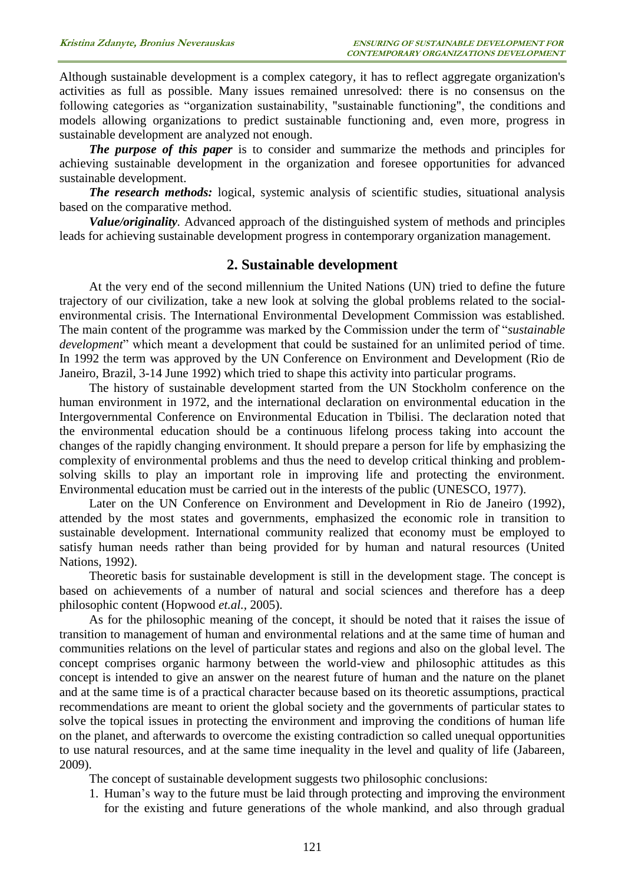Although sustainable development is a complex category, it has to reflect aggregate organization's activities as full as possible. Many issues remained unresolved: there is no consensus on the following categories as "organization sustainability, "sustainable functioning", the conditions and models allowing organizations to predict sustainable functioning and, even more, progress in sustainable development are analyzed not enough.

***The purpose of this paper*** is to consider and summarize the methods and principles for achieving sustainable development in the organization and foresee opportunities for advanced sustainable development.

***The research methods:*** logical, systemic analysis of scientific studies, situational analysis based on the comparative method.

***Value/originality***. Advanced approach of the distinguished system of methods and principles leads for achieving sustainable development progress in contemporary organization management.

## 2. Sustainable development

At the very end of the second millennium the United Nations (UN) tried to define the future trajectory of our civilization, take a new look at solving the global problems related to the social-environmental crisis. The International Environmental Development Commission was established. The main content of the programme was marked by the Commission under the term of "*sustainable development*" which meant a development that could be sustained for an unlimited period of time. In 1992 the term was approved by the UN Conference on Environment and Development (Rio de Janeiro, Brazil, 3-14 June 1992) which tried to shape this activity into particular programs.

The history of sustainable development started from the UN Stockholm conference on the human environment in 1972, and the international declaration on environmental education in the Intergovernmental Conference on Environmental Education in Tbilisi. The declaration noted that the environmental education should be a continuous lifelong process taking into account the changes of the rapidly changing environment. It should prepare a person for life by emphasizing the complexity of environmental problems and thus the need to develop critical thinking and problem-solving skills to play an important role in improving life and protecting the environment. Environmental education must be carried out in the interests of the public (UNESCO, 1977).

Later on the UN Conference on Environment and Development in Rio de Janeiro (1992), attended by the most states and governments, emphasized the economic role in transition to sustainable development. International community realized that economy must be employed to satisfy human needs rather than being provided for by human and natural resources (United Nations, 1992).

Theoretic basis for sustainable development is still in the development stage. The concept is based on achievements of a number of natural and social sciences and therefore has a deep philosophic content (Hopwood *et.al.*, 2005).

As for the philosophic meaning of the concept, it should be noted that it raises the issue of transition to management of human and environmental relations and at the same time of human and communities relations on the level of particular states and regions and also on the global level. The concept comprises organic harmony between the world-view and philosophic attitudes as this concept is intended to give an answer on the nearest future of human and the nature on the planet and at the same time is of a practical character because based on its theoretic assumptions, practical recommendations are meant to orient the global society and the governments of particular states to solve the topical issues in protecting the environment and improving the conditions of human life on the planet, and afterwards to overcome the existing contradiction so called unequal opportunities to use natural resources, and at the same time inequality in the level and quality of life (Jabareen, 2009).

The concept of sustainable development suggests two philosophic conclusions:

1. Human's way to the future must be laid through protecting and improving the environment for the existing and future generations of the whole mankind, and also through gradual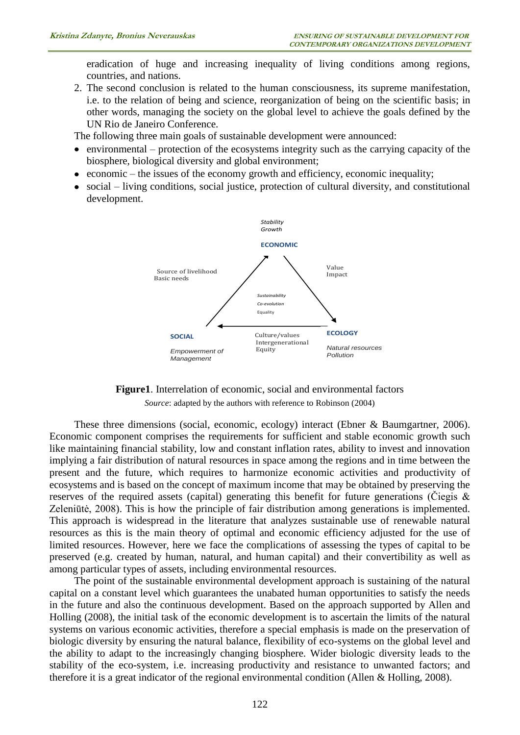eradication of huge and increasing inequality of living conditions among regions, countries, and nations.

2. The second conclusion is related to the human consciousness, its supreme manifestation, i.e. to the relation of being and science, reorganization of being on the scientific basis; in other words, managing the society on the global level to achieve the goals defined by the UN Rio de Janeiro Conference.

The following three main goals of sustainable development were announced:

- environmental – protection of the ecosystems integrity such as the carrying capacity of the biosphere, biological diversity and global environment;
- economic – the issues of the economy growth and efficiency, economic inequality;
- social – living conditions, social justice, protection of cultural diversity, and constitutional development.

*Stability*
*Growth*

**ECONOMIC**

Source of livelihood
Basic needs

Value
Impact

*Sustainability*
*Co-evolution*
Equality

**SOCIAL**

*Empowerment of Management*

Culture/values
Intergenerational
Equity

**ECOLOGY**

*Natural resources*
*Pollution*

**Figure1**. Interrelation of economic, social and environmental factors

*Source*: adapted by the authors with reference to Robinson (2004)

These three dimensions (social, economic, ecology) interact (Ebner & Baumgartner, 2006). Economic component comprises the requirements for sufficient and stable economic growth such like maintaining financial stability, low and constant inflation rates, ability to invest and innovation implying a fair distribution of natural resources in space among the regions and in time between the present and the future, which requires to harmonize economic activities and productivity of ecosystems and is based on the concept of maximum income that may be obtained by preserving the reserves of the required assets (capital) generating this benefit for future generations (Čiegis & Zeleniūtė, 2008). This is how the principle of fair distribution among generations is implemented. This approach is widespread in the literature that analyzes sustainable use of renewable natural resources as this is the main theory of optimal and economic efficiency adjusted for the use of limited resources. However, here we face the complications of assessing the types of capital to be preserved (e.g. created by human, natural, and human capital) and their convertibility as well as among particular types of assets, including environmental resources.

The point of the sustainable environmental development approach is sustaining of the natural capital on a constant level which guarantees the unabated human opportunities to satisfy the needs in the future and also the continuous development. Based on the approach supported by Allen and Holling (2008), the initial task of the economic development is to ascertain the limits of the natural systems on various economic activities, therefore a special emphasis is made on the preservation of biologic diversity by ensuring the natural balance, flexibility of eco-systems on the global level and the ability to adapt to the increasingly changing biosphere. Wider biologic diversity leads to the stability of the eco-system, i.e. increasing productivity and resistance to unwanted factors; and therefore it is a great indicator of the regional environmental condition (Allen & Holling, 2008).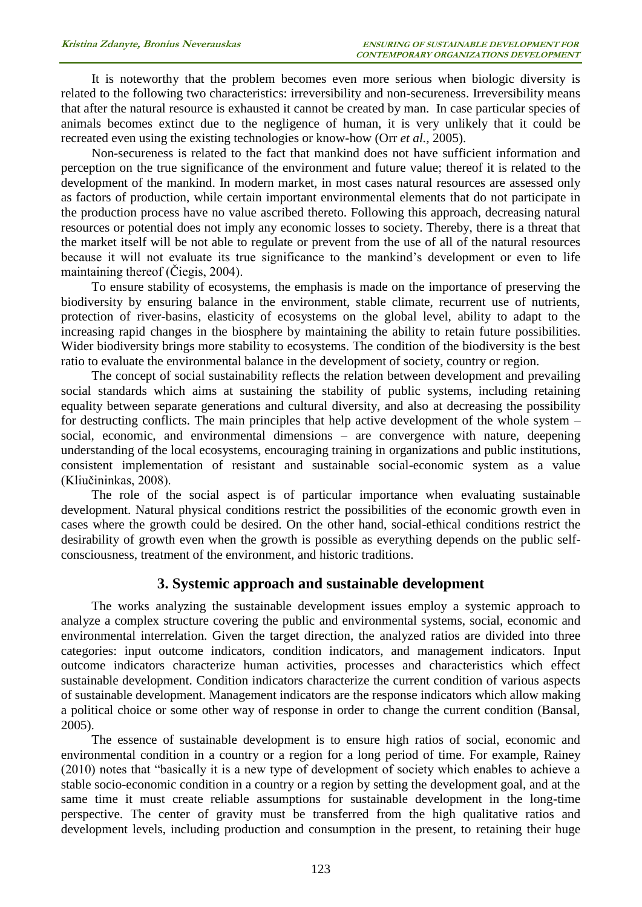It is noteworthy that the problem becomes even more serious when biologic diversity is related to the following two characteristics: irreversibility and non-secureness. Irreversibility means that after the natural resource is exhausted it cannot be created by man. In case particular species of animals becomes extinct due to the negligence of human, it is very unlikely that it could be recreated even using the existing technologies or know-how (Orr *et al.*, 2005).

Non-secureness is related to the fact that mankind does not have sufficient information and perception on the true significance of the environment and future value; thereof it is related to the development of the mankind. In modern market, in most cases natural resources are assessed only as factors of production, while certain important environmental elements that do not participate in the production process have no value ascribed thereto. Following this approach, decreasing natural resources or potential does not imply any economic losses to society. Thereby, there is a threat that the market itself will be not able to regulate or prevent from the use of all of the natural resources because it will not evaluate its true significance to the mankind's development or even to life maintaining thereof (Čiegis, 2004).

To ensure stability of ecosystems, the emphasis is made on the importance of preserving the biodiversity by ensuring balance in the environment, stable climate, recurrent use of nutrients, protection of river-basins, elasticity of ecosystems on the global level, ability to adapt to the increasing rapid changes in the biosphere by maintaining the ability to retain future possibilities. Wider biodiversity brings more stability to ecosystems. The condition of the biodiversity is the best ratio to evaluate the environmental balance in the development of society, country or region.

The concept of social sustainability reflects the relation between development and prevailing social standards which aims at sustaining the stability of public systems, including retaining equality between separate generations and cultural diversity, and also at decreasing the possibility for destructing conflicts. The main principles that help active development of the whole system – social, economic, and environmental dimensions – are convergence with nature, deepening understanding of the local ecosystems, encouraging training in organizations and public institutions, consistent implementation of resistant and sustainable social-economic system as a value (Kliučininkas, 2008).

The role of the social aspect is of particular importance when evaluating sustainable development. Natural physical conditions restrict the possibilities of the economic growth even in cases where the growth could be desired. On the other hand, social-ethical conditions restrict the desirability of growth even when the growth is possible as everything depends on the public self-consciousness, treatment of the environment, and historic traditions.

## 3. Systemic approach and sustainable development

The works analyzing the sustainable development issues employ a systemic approach to analyze a complex structure covering the public and environmental systems, social, economic and environmental interrelation. Given the target direction, the analyzed ratios are divided into three categories: input outcome indicators, condition indicators, and management indicators. Input outcome indicators characterize human activities, processes and characteristics which effect sustainable development. Condition indicators characterize the current condition of various aspects of sustainable development. Management indicators are the response indicators which allow making a political choice or some other way of response in order to change the current condition (Bansal, 2005).

The essence of sustainable development is to ensure high ratios of social, economic and environmental condition in a country or a region for a long period of time. For example, Rainey (2010) notes that "basically it is a new type of development of society which enables to achieve a stable socio-economic condition in a country or a region by setting the development goal, and at the same time it must create reliable assumptions for sustainable development in the long-time perspective. The center of gravity must be transferred from the high qualitative ratios and development levels, including production and consumption in the present, to retaining their huge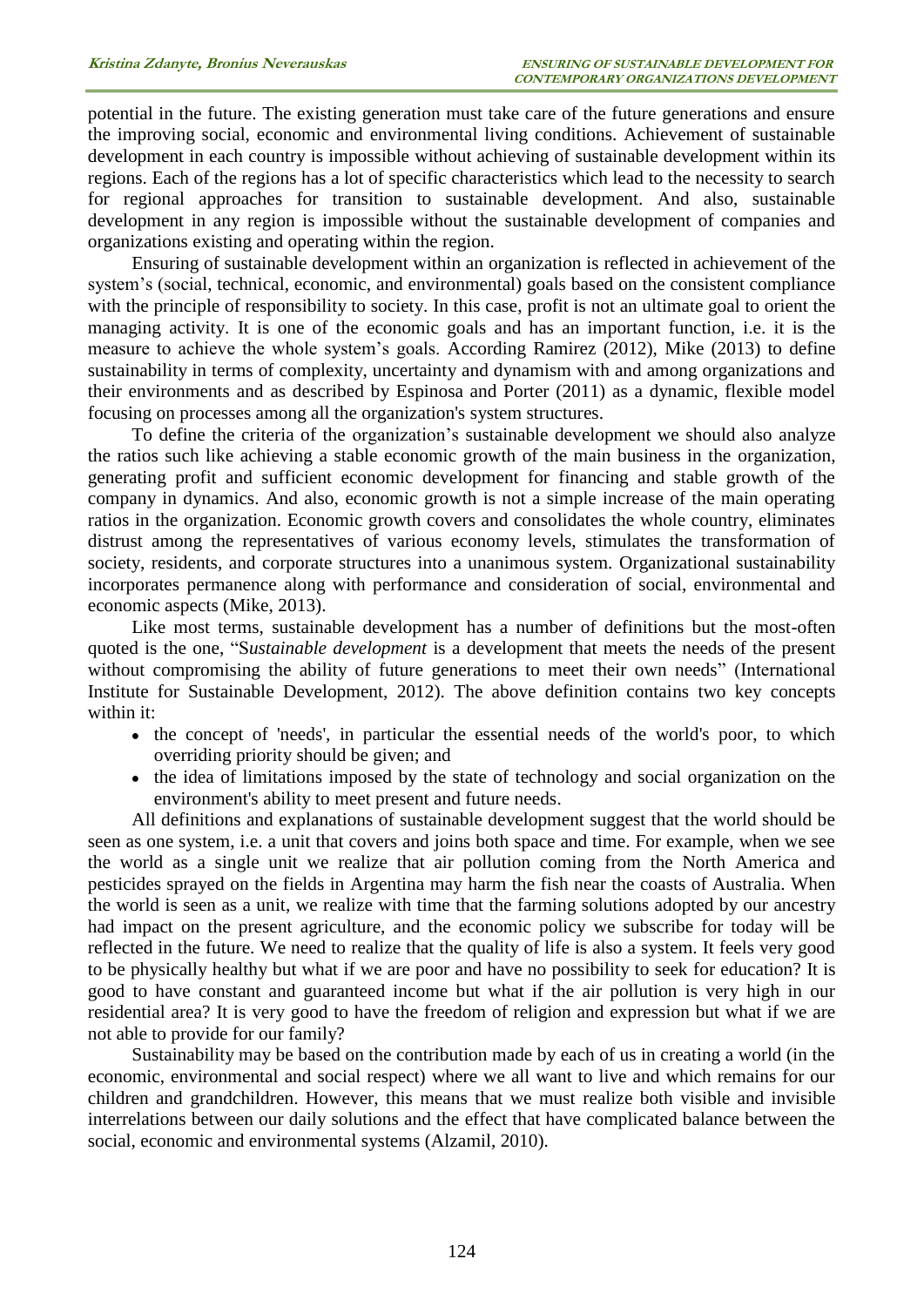potential in the future. The existing generation must take care of the future generations and ensure the improving social, economic and environmental living conditions. Achievement of sustainable development in each country is impossible without achieving of sustainable development within its regions. Each of the regions has a lot of specific characteristics which lead to the necessity to search for regional approaches for transition to sustainable development. And also, sustainable development in any region is impossible without the sustainable development of companies and organizations existing and operating within the region.

Ensuring of sustainable development within an organization is reflected in achievement of the system's (social, technical, economic, and environmental) goals based on the consistent compliance with the principle of responsibility to society. In this case, profit is not an ultimate goal to orient the managing activity. It is one of the economic goals and has an important function, i.e. it is the measure to achieve the whole system's goals. According Ramirez (2012), Mike (2013) to define sustainability in terms of complexity, uncertainty and dynamism with and among organizations and their environments and as described by Espinosa and Porter (2011) as a dynamic, flexible model focusing on processes among all the organization's system structures.

To define the criteria of the organization's sustainable development we should also analyze the ratios such like achieving a stable economic growth of the main business in the organization, generating profit and sufficient economic development for financing and stable growth of the company in dynamics. And also, economic growth is not a simple increase of the main operating ratios in the organization. Economic growth covers and consolidates the whole country, eliminates distrust among the representatives of various economy levels, stimulates the transformation of society, residents, and corporate structures into a unanimous system. Organizational sustainability incorporates permanence along with performance and consideration of social, environmental and economic aspects (Mike, 2013).

Like most terms, sustainable development has a number of definitions but the most-often quoted is the one, "S*ustainable development* is a development that meets the needs of the present without compromising the ability of future generations to meet their own needs" (International Institute for Sustainable Development, 2012). The above definition contains two key concepts within it:

- the concept of 'needs', in particular the essential needs of the world's poor, to which overriding priority should be given; and
- the idea of limitations imposed by the state of technology and social organization on the environment's ability to meet present and future needs.

All definitions and explanations of sustainable development suggest that the world should be seen as one system, i.e. a unit that covers and joins both space and time. For example, when we see the world as a single unit we realize that air pollution coming from the North America and pesticides sprayed on the fields in Argentina may harm the fish near the coasts of Australia. When the world is seen as a unit, we realize with time that the farming solutions adopted by our ancestry had impact on the present agriculture, and the economic policy we subscribe for today will be reflected in the future. We need to realize that the quality of life is also a system. It feels very good to be physically healthy but what if we are poor and have no possibility to seek for education? It is good to have constant and guaranteed income but what if the air pollution is very high in our residential area? It is very good to have the freedom of religion and expression but what if we are not able to provide for our family?

Sustainability may be based on the contribution made by each of us in creating a world (in the economic, environmental and social respect) where we all want to live and which remains for our children and grandchildren. However, this means that we must realize both visible and invisible interrelations between our daily solutions and the effect that have complicated balance between the social, economic and environmental systems (Alzamil, 2010).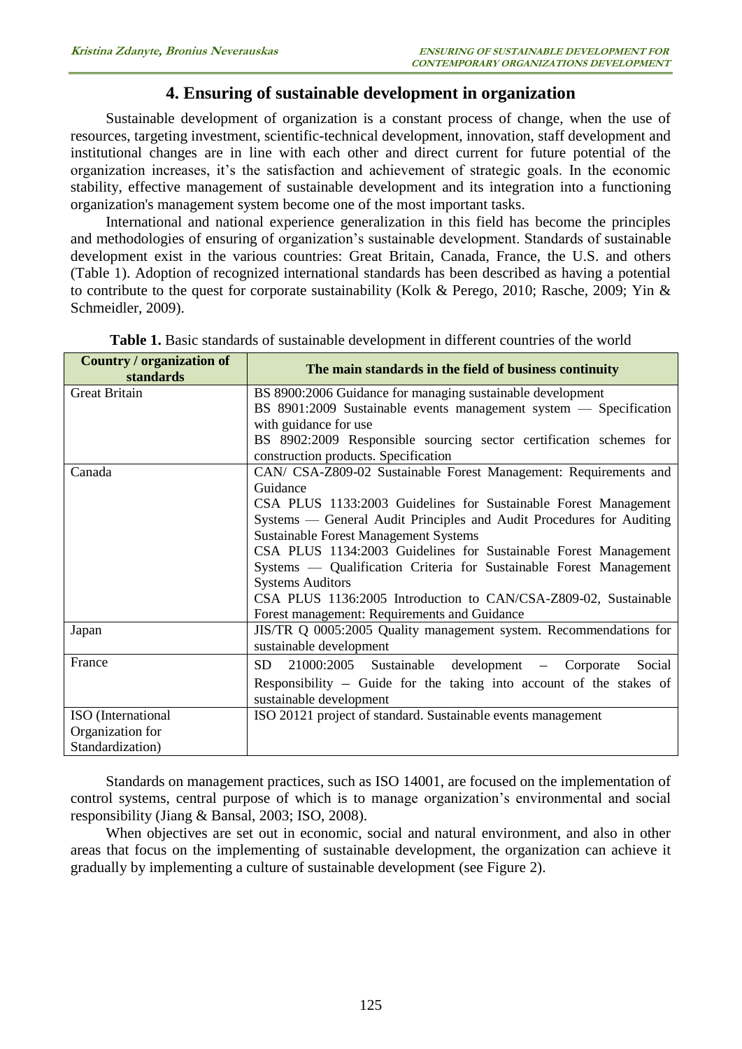## 4. Ensuring of sustainable development in organization

Sustainable development of organization is a constant process of change, when the use of resources, targeting investment, scientific-technical development, innovation, staff development and institutional changes are in line with each other and direct current for future potential of the organization increases, it's the satisfaction and achievement of strategic goals. In the economic stability, effective management of sustainable development and its integration into a functioning organization's management system become one of the most important tasks.

International and national experience generalization in this field has become the principles and methodologies of ensuring of organization's sustainable development. Standards of sustainable development exist in the various countries: Great Britain, Canada, France, the U.S. and others (Table 1). Adoption of recognized international standards has been described as having a potential to contribute to the quest for corporate sustainability (Kolk & Perego, 2010; Rasche, 2009; Yin & Schmeidler, 2009).

**Table 1.** Basic standards of sustainable development in different countries of the world

| Country / organization of standards | The main standards in the field of business continuity |
|---|---|
| Great Britain | BS 8900:2006 Guidance for managing sustainable development<br>BS 8901:2009 Sustainable events management system — Specification with guidance for use<br>BS 8902:2009 Responsible sourcing sector certification schemes for construction products. Specification |
| Canada | CAN/ CSA-Z809-02 Sustainable Forest Management: Requirements and Guidance<br>CSA PLUS 1133:2003 Guidelines for Sustainable Forest Management Systems — General Audit Principles and Audit Procedures for Auditing Sustainable Forest Management Systems<br>CSA PLUS 1134:2003 Guidelines for Sustainable Forest Management Systems — Qualification Criteria for Sustainable Forest Management Systems Auditors<br>CSA PLUS 1136:2005 Introduction to CAN/CSA-Z809-02, Sustainable Forest management: Requirements and Guidance |
| Japan | JIS/TR Q 0005:2005 Quality management system. Recommendations for sustainable development |
| France | SD 21000:2005 Sustainable development – Corporate Social Responsibility – Guide for the taking into account of the stakes of sustainable development |
| ISO (International Organization for Standardization) | ISO 20121 project of standard. Sustainable events management |

Standards on management practices, such as ISO 14001, are focused on the implementation of control systems, central purpose of which is to manage organization's environmental and social responsibility (Jiang & Bansal, 2003; ISO, 2008).

When objectives are set out in economic, social and natural environment, and also in other areas that focus on the implementing of sustainable development, the organization can achieve it gradually by implementing a culture of sustainable development (see Figure 2).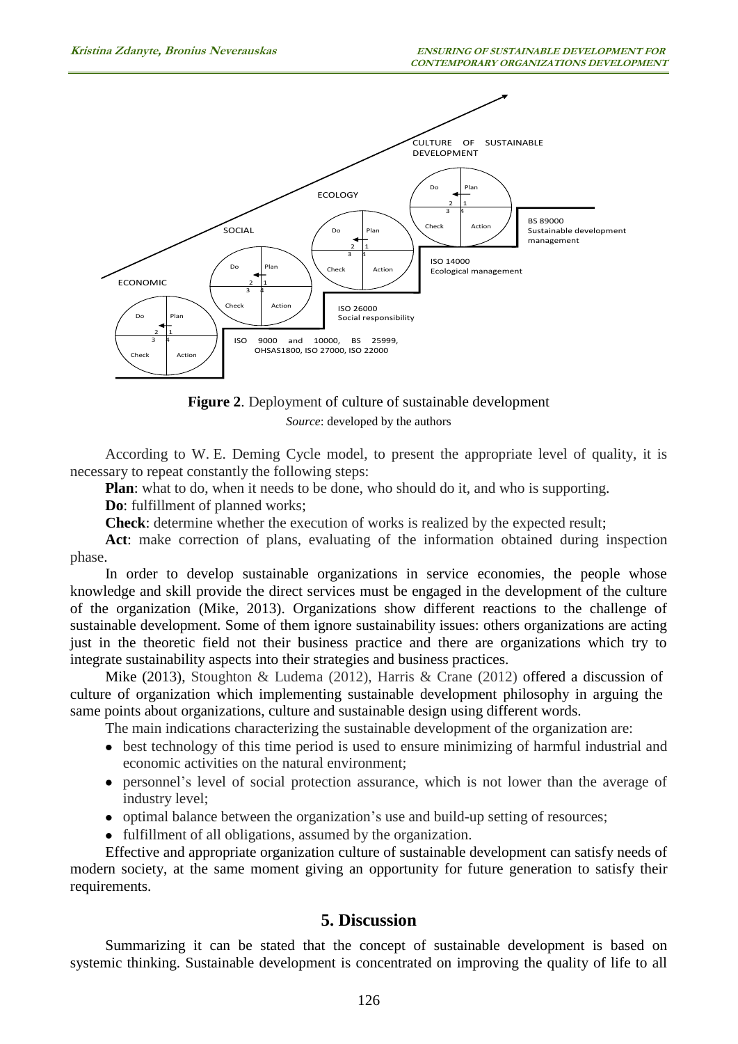**Figure 2**. Deployment of culture of sustainable development

*Source*: developed by the authors

According to W. E. Deming Cycle model, to present the appropriate level of quality, it is necessary to repeat constantly the following steps:

**Plan**: what to do, when it needs to be done, who should do it, and who is supporting.

**Do**: fulfillment of planned works;

**Check**: determine whether the execution of works is realized by the expected result;

**Act**: make correction of plans, evaluating of the information obtained during inspection phase.

In order to develop sustainable organizations in service economies, the people whose knowledge and skill provide the direct services must be engaged in the development of the culture of the organization (Mike, 2013). Organizations show different reactions to the challenge of sustainable development. Some of them ignore sustainability issues: others organizations are acting just in the theoretic field not their business practice and there are organizations which try to integrate sustainability aspects into their strategies and business practices.

Mike (2013), Stoughton & Ludema (2012), Harris & Crane (2012) offered a discussion of culture of organization which implementing sustainable development philosophy in arguing the same points about organizations, culture and sustainable design using different words.

The main indications characterizing the sustainable development of the organization are:

- best technology of this time period is used to ensure minimizing of harmful industrial and economic activities on the natural environment;
- personnel's level of social protection assurance, which is not lower than the average of industry level;
- optimal balance between the organization's use and build-up setting of resources;
- fulfillment of all obligations, assumed by the organization.

Effective and appropriate organization culture of sustainable development can satisfy needs of modern society, at the same moment giving an opportunity for future generation to satisfy their requirements.

## 5. Discussion

Summarizing it can be stated that the concept of sustainable development is based on systemic thinking. Sustainable development is concentrated on improving the quality of life to all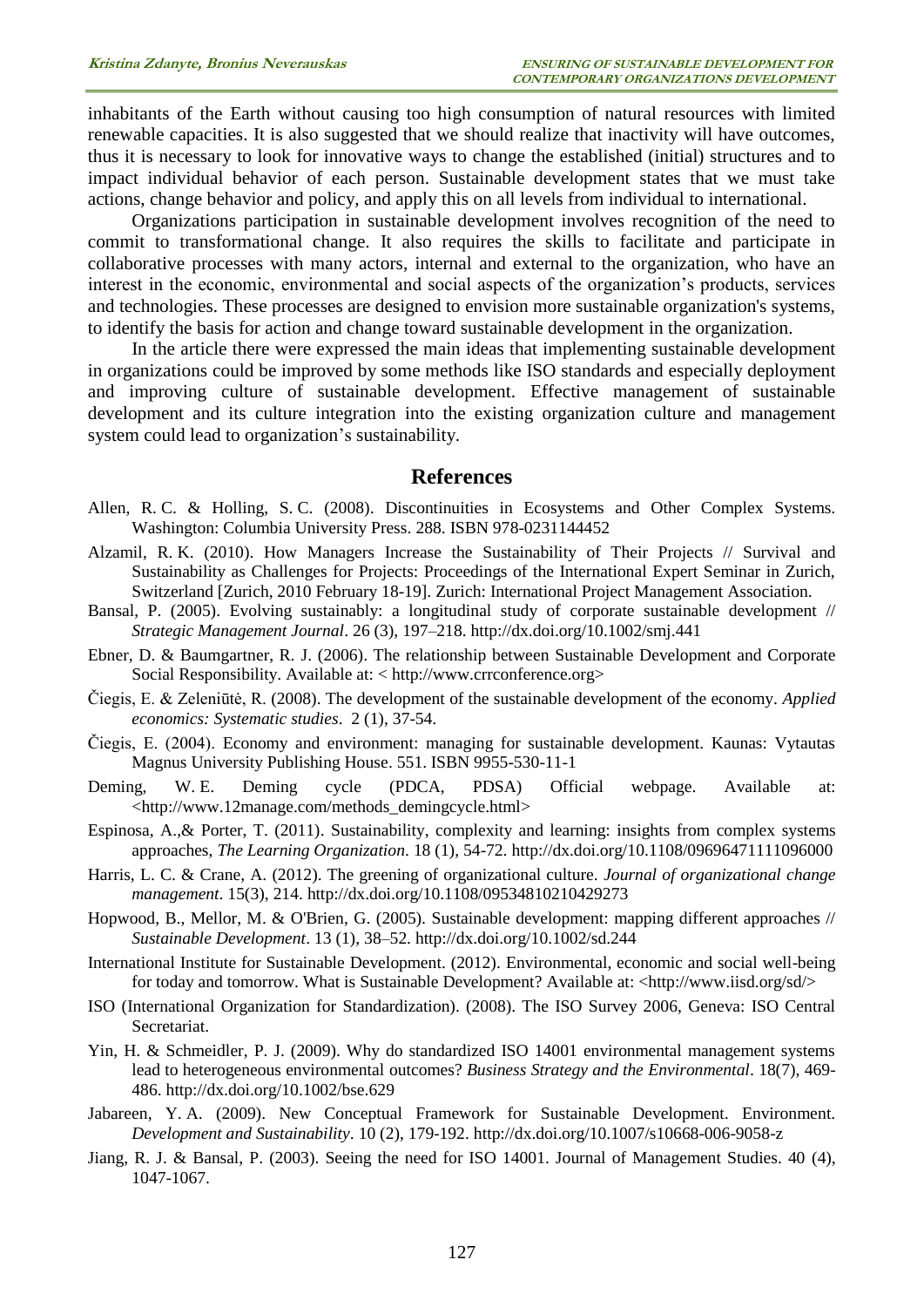inhabitants of the Earth without causing too high consumption of natural resources with limited renewable capacities. It is also suggested that we should realize that inactivity will have outcomes, thus it is necessary to look for innovative ways to change the established (initial) structures and to impact individual behavior of each person. Sustainable development states that we must take actions, change behavior and policy, and apply this on all levels from individual to international.

Organizations participation in sustainable development involves recognition of the need to commit to transformational change. It also requires the skills to facilitate and participate in collaborative processes with many actors, internal and external to the organization, who have an interest in the economic, environmental and social aspects of the organization's products, services and technologies. These processes are designed to envision more sustainable organization's systems, to identify the basis for action and change toward sustainable development in the organization.

In the article there were expressed the main ideas that implementing sustainable development in organizations could be improved by some methods like ISO standards and especially deployment and improving culture of sustainable development. Effective management of sustainable development and its culture integration into the existing organization culture and management system could lead to organization's sustainability.

## References

Allen, R. C. & Holling, S. C. (2008). Discontinuities in Ecosystems and Other Complex Systems. Washington: Columbia University Press. 288. ISBN 978-0231144452

Alzamil, R. K. (2010). How Managers Increase the Sustainability of Their Projects // Survival and Sustainability as Challenges for Projects: Proceedings of the International Expert Seminar in Zurich, Switzerland [Zurich, 2010 February 18-19]. Zurich: International Project Management Association.

Bansal, P. (2005). Evolving sustainably: a longitudinal study of corporate sustainable development // *Strategic Management Journal*. 26 (3), 197–218. http://dx.doi.org/10.1002/smj.441

Ebner, D. & Baumgartner, R. J. (2006). The relationship between Sustainable Development and Corporate Social Responsibility. Available at: < http://www.crrconference.org>

Čiegis, E. & Zeleniūtė, R. (2008). The development of the sustainable development of the economy. *Applied economics: Systematic studies*. 2 (1), 37-54.

Čiegis, E. (2004). Economy and environment: managing for sustainable development. Kaunas: Vytautas Magnus University Publishing House. 551. ISBN 9955-530-11-1

Deming, W. E. Deming cycle (PDCA, PDSA) Official webpage. Available at: <http://www.12manage.com/methods_demingcycle.html>

Espinosa, A.,& Porter, T. (2011). Sustainability, complexity and learning: insights from complex systems approaches, *The Learning Organization*. 18 (1), 54-72. http://dx.doi.org/10.1108/09696471111096000

Harris, L. C. & Crane, A. (2012). The greening of organizational culture. *Journal of organizational change management*. 15(3), 214. http://dx.doi.org/10.1108/09534810210429273

Hopwood, B., Mellor, M. & O'Brien, G. (2005). Sustainable development: mapping different approaches // *Sustainable Development*. 13 (1), 38–52. http://dx.doi.org/10.1002/sd.244

International Institute for Sustainable Development. (2012). Environmental, economic and social well-being for today and tomorrow. What is Sustainable Development? Available at: <http://www.iisd.org/sd/>

ISO (International Organization for Standardization). (2008). The ISO Survey 2006, Geneva: ISO Central Secretariat.

Yin, H. & Schmeidler, P. J. (2009). Why do standardized ISO 14001 environmental management systems lead to heterogeneous environmental outcomes? *Business Strategy and the Environmental*. 18(7), 469-486. http://dx.doi.org/10.1002/bse.629

Jabareen, Y. A. (2009). New Conceptual Framework for Sustainable Development. Environment. *Development and Sustainability*. 10 (2), 179-192. http://dx.doi.org/10.1007/s10668-006-9058-z

Jiang, R. J. & Bansal, P. (2003). Seeing the need for ISO 14001. Journal of Management Studies. 40 (4), 1047-1067.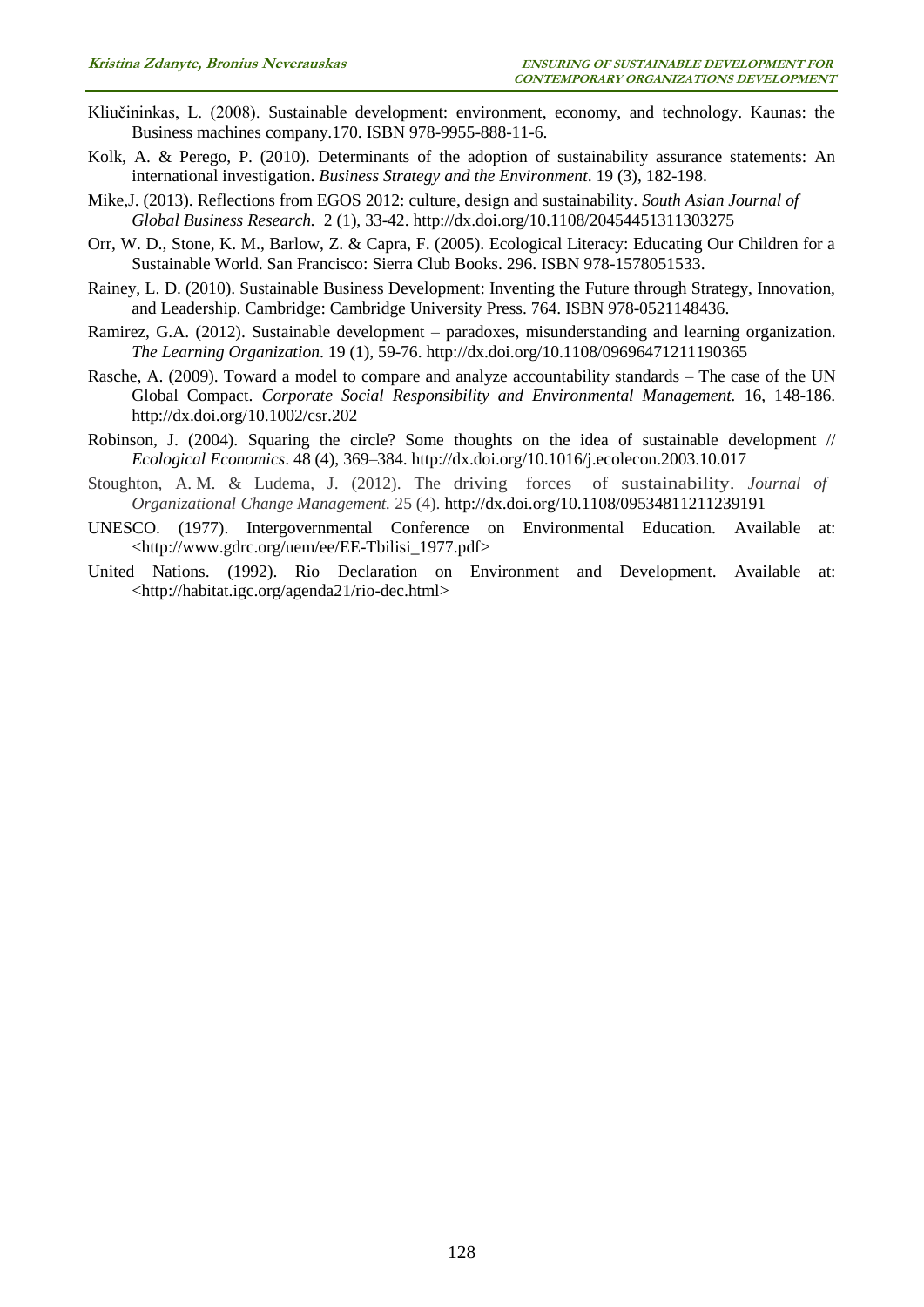Kliučininkas, L. (2008). Sustainable development: environment, economy, and technology. Kaunas: the Business machines company.170. ISBN 978-9955-888-11-6.

Kolk, A. & Perego, P. (2010). Determinants of the adoption of sustainability assurance statements: An international investigation. *Business Strategy and the Environment*. 19 (3), 182-198.

Mike,J. (2013). Reflections from EGOS 2012: culture, design and sustainability. *South Asian Journal of Global Business Research.* 2 (1), 33-42. http://dx.doi.org/10.1108/20454451311303275

Orr, W. D., Stone, K. M., Barlow, Z. & Capra, F. (2005). Ecological Literacy: Educating Our Children for a Sustainable World. San Francisco: Sierra Club Books. 296. ISBN 978-1578051533.

Rainey, L. D. (2010). Sustainable Business Development: Inventing the Future through Strategy, Innovation, and Leadership. Cambridge: Cambridge University Press. 764. ISBN 978-0521148436.

Ramirez, G.A. (2012). Sustainable development – paradoxes, misunderstanding and learning organization. *The Learning Organization*. 19 (1), 59-76. http://dx.doi.org/10.1108/09696471211190365

Rasche, A. (2009). Toward a model to compare and analyze accountability standards – The case of the UN Global Compact. *Corporate Social Responsibility and Environmental Management.* 16, 148-186. http://dx.doi.org/10.1002/csr.202

Robinson, J. (2004). Squaring the circle? Some thoughts on the idea of sustainable development // *Ecological Economics*. 48 (4), 369–384. http://dx.doi.org/10.1016/j.ecolecon.2003.10.017

Stoughton, A. M. & Ludema, J. (2012). The driving forces of sustainability. *Journal of Organizational Change Management.* 25 (4). http://dx.doi.org/10.1108/09534811211239191

UNESCO. (1977). Intergovernmental Conference on Environmental Education. Available at: <http://www.gdrc.org/uem/ee/EE-Tbilisi_1977.pdf>

United Nations. (1992). Rio Declaration on Environment and Development. Available at: <http://habitat.igc.org/agenda21/rio-dec.html>